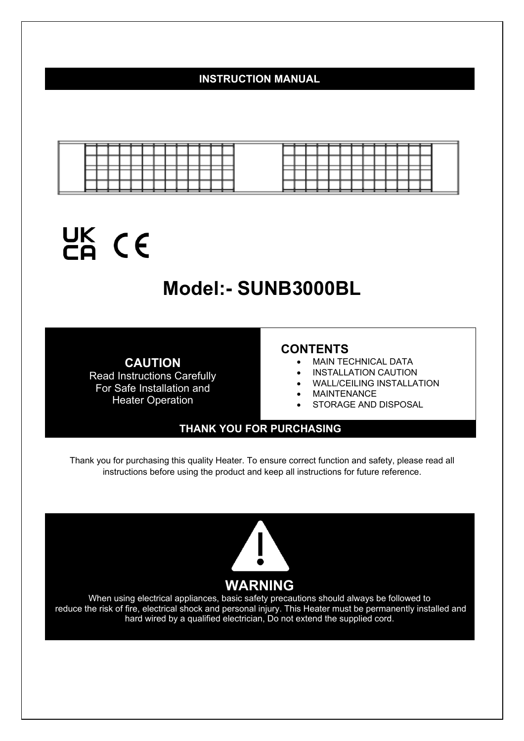# INSTRUCTION MANUAL

UKCA CE

# Model:- SUNB3000BL

**CAUTION**
Read Instructions Carefully
For Safe Installation and
Heater Operation

**CONTENTS**

- MAIN TECHNICAL DATA
- INSTALLATION CAUTION
- WALL/CEILING INSTALLATION
- MAINTENANCE
- STORAGE AND DISPOSAL

**THANK YOU FOR PURCHASING**

Thank you for purchasing this quality Heater. To ensure correct function and safety, please read all instructions before using the product and keep all instructions for future reference.

## WARNING

When using electrical appliances, basic safety precautions should always be followed to reduce the risk of fire, electrical shock and personal injury. This Heater must be permanently installed and hard wired by a qualified electrician, Do not extend the supplied cord.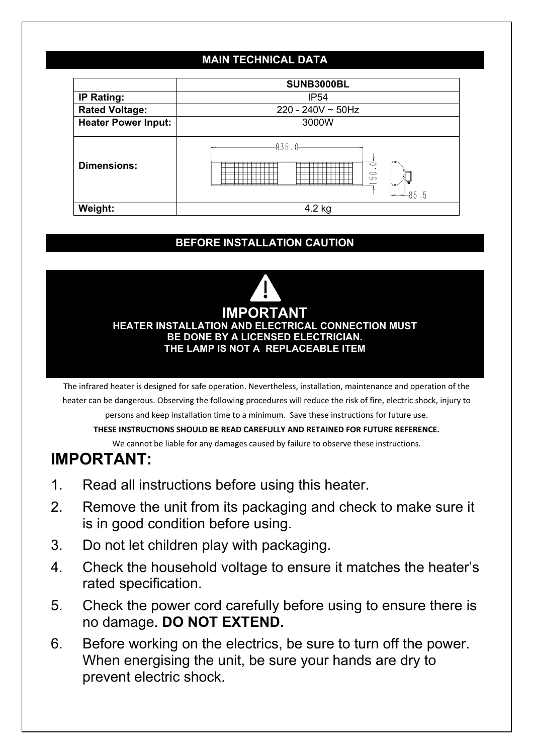## MAIN TECHNICAL DATA

| | SUNB3000BL |
|---|---|
| IP Rating: | IP54 |
| Rated Voltage: | 220 - 240V ~ 50Hz |
| Heater Power Input: | 3000W |
| Dimensions: | 935.0 / 150.0 / 85.5 |
| Weight: | 4.2 kg |

## BEFORE INSTALLATION CAUTION

**IMPORTANT**

**HEATER INSTALLATION AND ELECTRICAL CONNECTION MUST BE DONE BY A LICENSED ELECTRICIAN.**
**THE LAMP IS NOT A REPLACEABLE ITEM**

The infrared heater is designed for safe operation. Nevertheless, installation, maintenance and operation of the heater can be dangerous. Observing the following procedures will reduce the risk of fire, electric shock, injury to persons and keep installation time to a minimum. Save these instructions for future use.

**THESE INSTRUCTIONS SHOULD BE READ CAREFULLY AND RETAINED FOR FUTURE REFERENCE.**

We cannot be liable for any damages caused by failure to observe these instructions.

# IMPORTANT:

1. Read all instructions before using this heater.
2. Remove the unit from its packaging and check to make sure it is in good condition before using.
3. Do not let children play with packaging.
4. Check the household voltage to ensure it matches the heater's rated specification.
5. Check the power cord carefully before using to ensure there is no damage. **DO NOT EXTEND.**
6. Before working on the electrics, be sure to turn off the power. When energising the unit, be sure your hands are dry to prevent electric shock.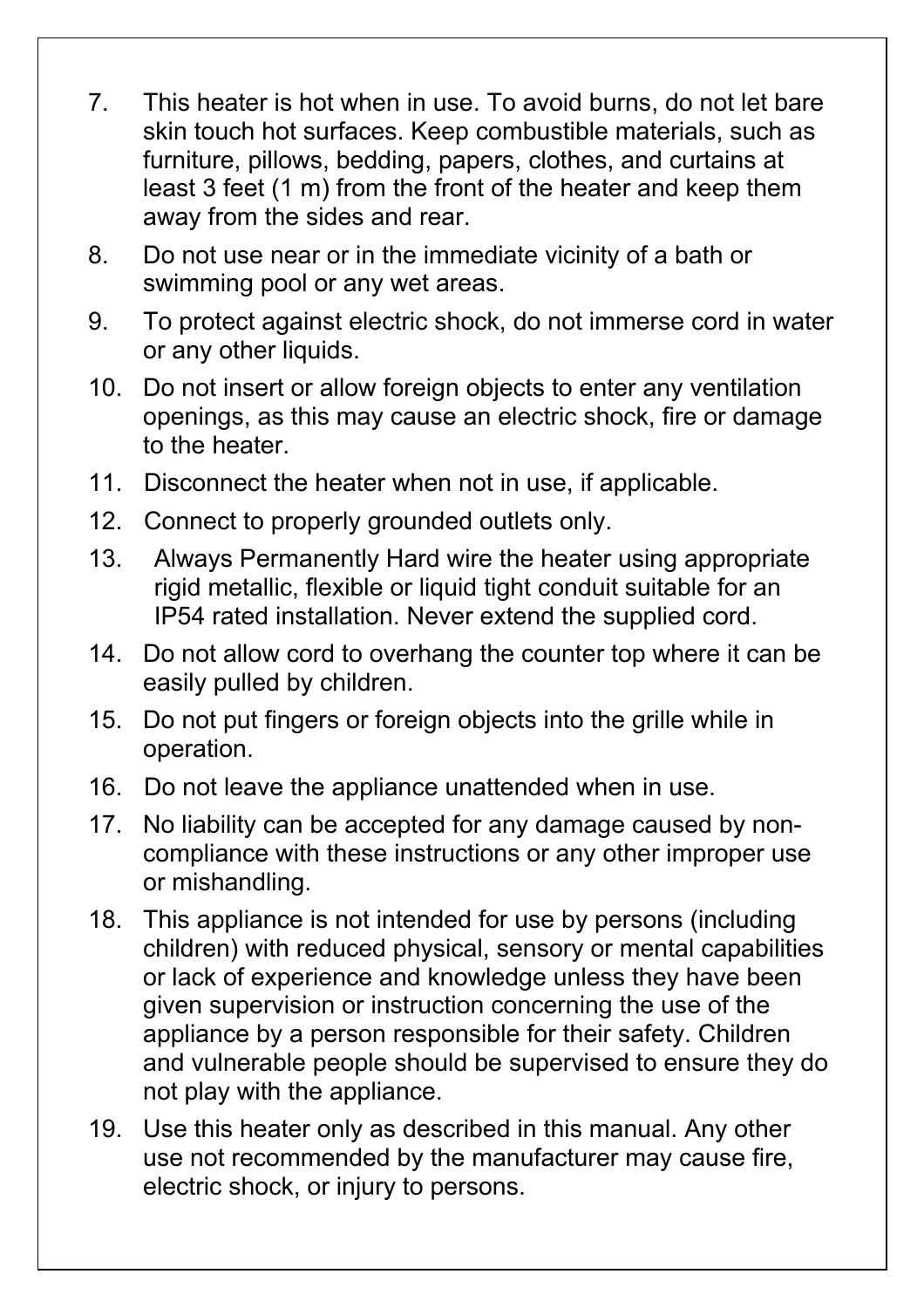7. This heater is hot when in use. To avoid burns, do not let bare skin touch hot surfaces. Keep combustible materials, such as furniture, pillows, bedding, papers, clothes, and curtains at least 3 feet (1 m) from the front of the heater and keep them away from the sides and rear.
8. Do not use near or in the immediate vicinity of a bath or swimming pool or any wet areas.
9. To protect against electric shock, do not immerse cord in water or any other liquids.
10. Do not insert or allow foreign objects to enter any ventilation openings, as this may cause an electric shock, fire or damage to the heater.
11. Disconnect the heater when not in use, if applicable.
12. Connect to properly grounded outlets only.
13. Always Permanently Hard wire the heater using appropriate rigid metallic, flexible or liquid tight conduit suitable for an IP54 rated installation. Never extend the supplied cord.
14. Do not allow cord to overhang the counter top where it can be easily pulled by children.
15. Do not put fingers or foreign objects into the grille while in operation.
16. Do not leave the appliance unattended when in use.
17. No liability can be accepted for any damage caused by non-compliance with these instructions or any other improper use or mishandling.
18. This appliance is not intended for use by persons (including children) with reduced physical, sensory or mental capabilities or lack of experience and knowledge unless they have been given supervision or instruction concerning the use of the appliance by a person responsible for their safety. Children and vulnerable people should be supervised to ensure they do not play with the appliance.
19. Use this heater only as described in this manual. Any other use not recommended by the manufacturer may cause fire, electric shock, or injury to persons.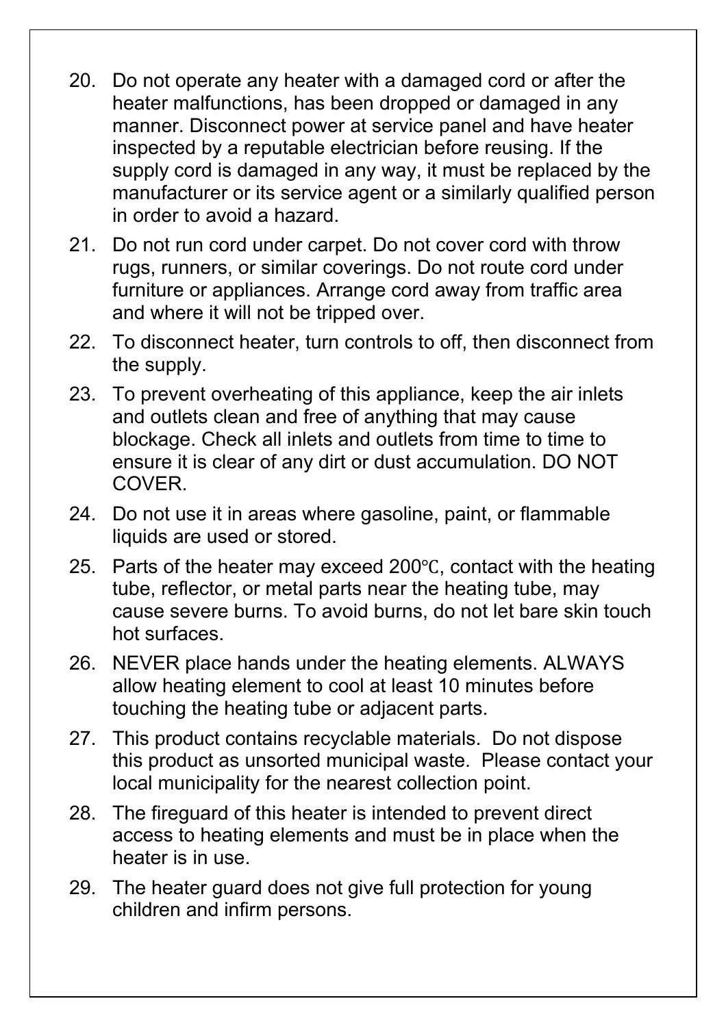20. Do not operate any heater with a damaged cord or after the heater malfunctions, has been dropped or damaged in any manner. Disconnect power at service panel and have heater inspected by a reputable electrician before reusing. If the supply cord is damaged in any way, it must be replaced by the manufacturer or its service agent or a similarly qualified person in order to avoid a hazard.
21. Do not run cord under carpet. Do not cover cord with throw rugs, runners, or similar coverings. Do not route cord under furniture or appliances. Arrange cord away from traffic area and where it will not be tripped over.
22. To disconnect heater, turn controls to off, then disconnect from the supply.
23. To prevent overheating of this appliance, keep the air inlets and outlets clean and free of anything that may cause blockage. Check all inlets and outlets from time to time to ensure it is clear of any dirt or dust accumulation. DO NOT COVER.
24. Do not use it in areas where gasoline, paint, or flammable liquids are used or stored.
25. Parts of the heater may exceed 200℃, contact with the heating tube, reflector, or metal parts near the heating tube, may cause severe burns. To avoid burns, do not let bare skin touch hot surfaces.
26. NEVER place hands under the heating elements. ALWAYS allow heating element to cool at least 10 minutes before touching the heating tube or adjacent parts.
27. This product contains recyclable materials. Do not dispose this product as unsorted municipal waste. Please contact your local municipality for the nearest collection point.
28. The fireguard of this heater is intended to prevent direct access to heating elements and must be in place when the heater is in use.
29. The heater guard does not give full protection for young children and infirm persons.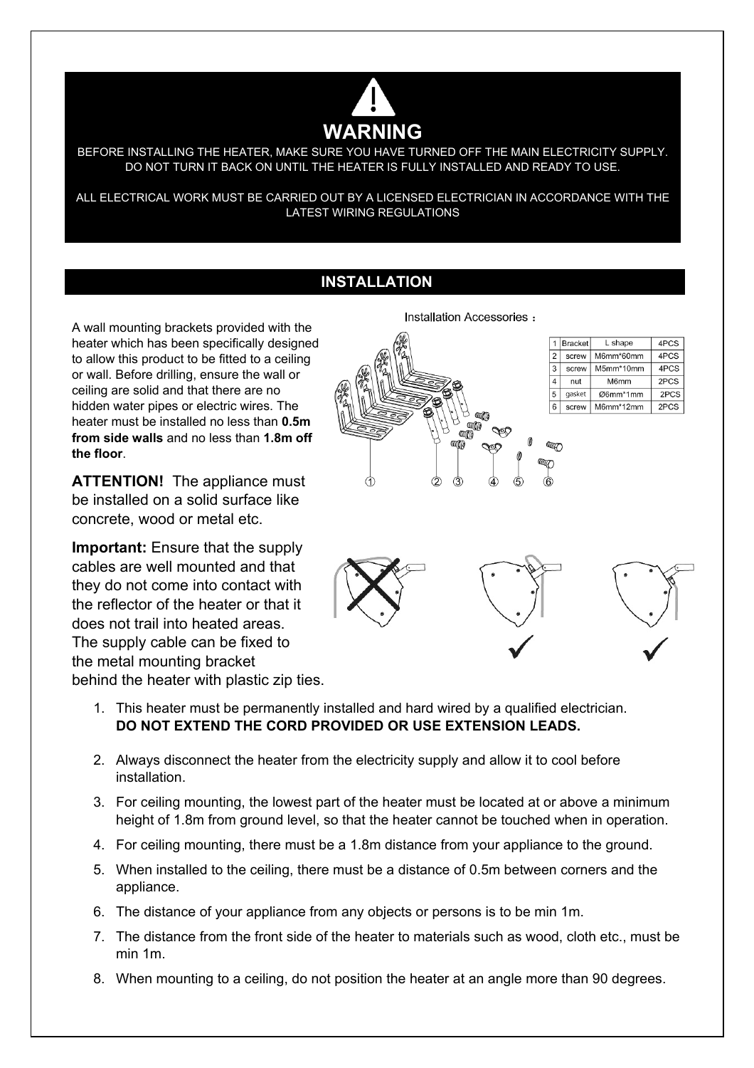# WARNING

BEFORE INSTALLING THE HEATER, MAKE SURE YOU HAVE TURNED OFF THE MAIN ELECTRICITY SUPPLY. DO NOT TURN IT BACK ON UNTIL THE HEATER IS FULLY INSTALLED AND READY TO USE.

ALL ELECTRICAL WORK MUST BE CARRIED OUT BY A LICENSED ELECTRICIAN IN ACCORDANCE WITH THE LATEST WIRING REGULATIONS

## INSTALLATION

A wall mounting brackets provided with the heater which has been specifically designed to allow this product to be fitted to a ceiling or wall. Before drilling, ensure the wall or ceiling are solid and that there are no hidden water pipes or electric wires. The heater must be installed no less than **0.5m from side walls** and no less than **1.8m off the floor**.

**ATTENTION!** The appliance must be installed on a solid surface like concrete, wood or metal etc.

Installation Accessories：

| 1 | Bracket | L shape | 4PCS |
|---|---|---|---|
| 2 | screw | M6mm*60mm | 4PCS |
| 3 | screw | M5mm*10mm | 4PCS |
| 4 | nut | M6mm | 2PCS |
| 5 | gasket | Ø6mm*1mm | 2PCS |
| 6 | screw | M6mm*12mm | 2PCS |

**Important:** Ensure that the supply cables are well mounted and that they do not come into contact with the reflector of the heater or that it does not trail into heated areas. The supply cable can be fixed to the metal mounting bracket behind the heater with plastic zip ties.

1. This heater must be permanently installed and hard wired by a qualified electrician. **DO NOT EXTEND THE CORD PROVIDED OR USE EXTENSION LEADS.**
2. Always disconnect the heater from the electricity supply and allow it to cool before installation.
3. For ceiling mounting, the lowest part of the heater must be located at or above a minimum height of 1.8m from ground level, so that the heater cannot be touched when in operation.
4. For ceiling mounting, there must be a 1.8m distance from your appliance to the ground.
5. When installed to the ceiling, there must be a distance of 0.5m between corners and the appliance.
6. The distance of your appliance from any objects or persons is to be min 1m.
7. The distance from the front side of the heater to materials such as wood, cloth etc., must be min 1m.
8. When mounting to a ceiling, do not position the heater at an angle more than 90 degrees.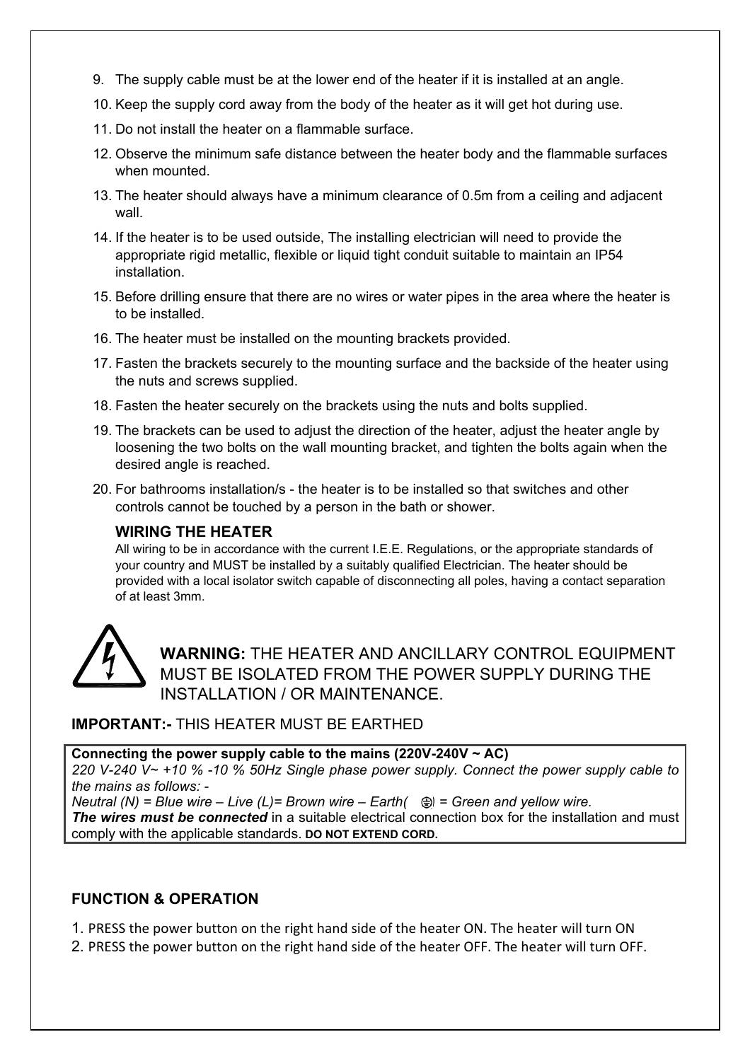9. The supply cable must be at the lower end of the heater if it is installed at an angle.
10. Keep the supply cord away from the body of the heater as it will get hot during use.
11. Do not install the heater on a flammable surface.
12. Observe the minimum safe distance between the heater body and the flammable surfaces when mounted.
13. The heater should always have a minimum clearance of 0.5m from a ceiling and adjacent wall.
14. If the heater is to be used outside, The installing electrician will need to provide the appropriate rigid metallic, flexible or liquid tight conduit suitable to maintain an IP54 installation.
15. Before drilling ensure that there are no wires or water pipes in the area where the heater is to be installed.
16. The heater must be installed on the mounting brackets provided.
17. Fasten the brackets securely to the mounting surface and the backside of the heater using the nuts and screws supplied.
18. Fasten the heater securely on the brackets using the nuts and bolts supplied.
19. The brackets can be used to adjust the direction of the heater, adjust the heater angle by loosening the two bolts on the wall mounting bracket, and tighten the bolts again when the desired angle is reached.
20. For bathrooms installation/s - the heater is to be installed so that switches and other controls cannot be touched by a person in the bath or shower.

**WIRING THE HEATER**

All wiring to be in accordance with the current I.E.E. Regulations, or the appropriate standards of your country and MUST be installed by a suitably qualified Electrician. The heater should be provided with a local isolator switch capable of disconnecting all poles, having a contact separation of at least 3mm.

**WARNING:** THE HEATER AND ANCILLARY CONTROL EQUIPMENT MUST BE ISOLATED FROM THE POWER SUPPLY DURING THE INSTALLATION / OR MAINTENANCE.

**IMPORTANT:-** THIS HEATER MUST BE EARTHED

**Connecting the power supply cable to the mains (220V-240V ~ AC)**
*220 V-240 V~ +10 % -10 % 50Hz Single phase power supply. Connect the power supply cable to the mains as follows: -*
*Neutral (N) = Blue wire – Live (L)= Brown wire – Earth( ⏚ ) = Green and yellow wire.*
***The wires must be connected*** in a suitable electrical connection box for the installation and must comply with the applicable standards. **DO NOT EXTEND CORD.**

**FUNCTION & OPERATION**

1. PRESS the power button on the right hand side of the heater ON. The heater will turn ON
2. PRESS the power button on the right hand side of the heater OFF. The heater will turn OFF.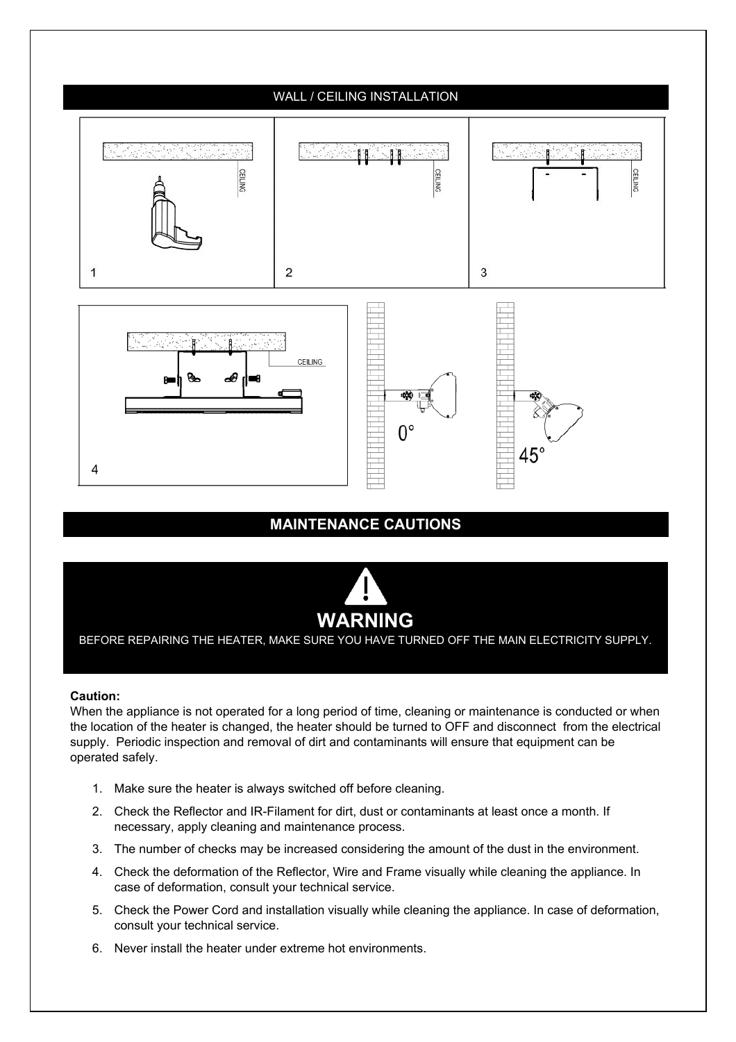## WALL / CEILING INSTALLATION

## MAINTENANCE CAUTIONS

**WARNING**

BEFORE REPAIRING THE HEATER, MAKE SURE YOU HAVE TURNED OFF THE MAIN ELECTRICITY SUPPLY.

**Caution:**

When the appliance is not operated for a long period of time, cleaning or maintenance is conducted or when the location of the heater is changed, the heater should be turned to OFF and disconnect from the electrical supply. Periodic inspection and removal of dirt and contaminants will ensure that equipment can be operated safely.

1. Make sure the heater is always switched off before cleaning.
2. Check the Reflector and IR-Filament for dirt, dust or contaminants at least once a month. If necessary, apply cleaning and maintenance process.
3. The number of checks may be increased considering the amount of the dust in the environment.
4. Check the deformation of the Reflector, Wire and Frame visually while cleaning the appliance. In case of deformation, consult your technical service.
5. Check the Power Cord and installation visually while cleaning the appliance. In case of deformation, consult your technical service.
6. Never install the heater under extreme hot environments.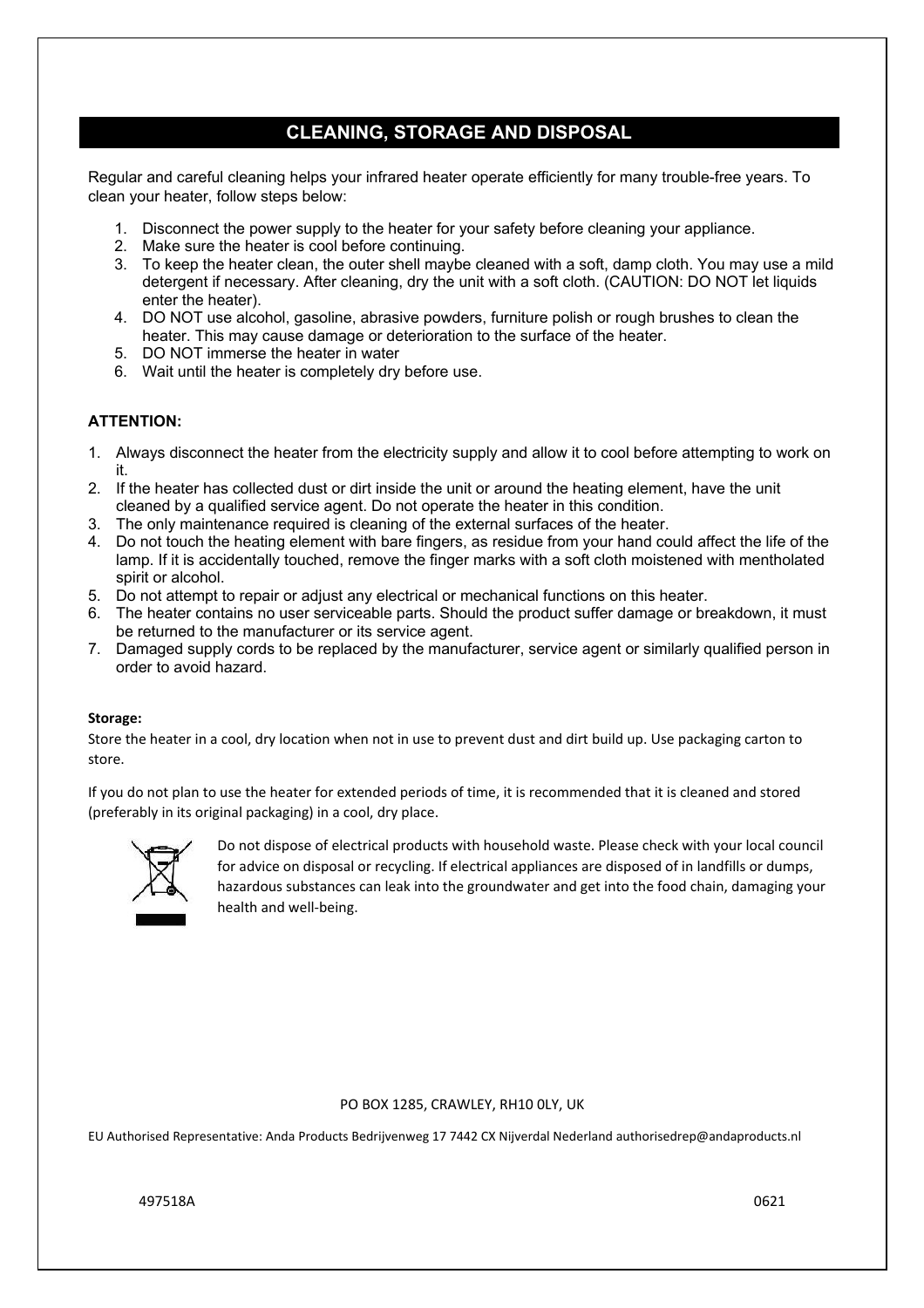## CLEANING, STORAGE AND DISPOSAL

Regular and careful cleaning helps your infrared heater operate efficiently for many trouble-free years. To clean your heater, follow steps below:

1. Disconnect the power supply to the heater for your safety before cleaning your appliance.
2. Make sure the heater is cool before continuing.
3. To keep the heater clean, the outer shell maybe cleaned with a soft, damp cloth. You may use a mild detergent if necessary. After cleaning, dry the unit with a soft cloth. (CAUTION: DO NOT let liquids enter the heater).
4. DO NOT use alcohol, gasoline, abrasive powders, furniture polish or rough brushes to clean the heater. This may cause damage or deterioration to the surface of the heater.
5. DO NOT immerse the heater in water
6. Wait until the heater is completely dry before use.

**ATTENTION:**

1. Always disconnect the heater from the electricity supply and allow it to cool before attempting to work on it.
2. If the heater has collected dust or dirt inside the unit or around the heating element, have the unit cleaned by a qualified service agent. Do not operate the heater in this condition.
3. The only maintenance required is cleaning of the external surfaces of the heater.
4. Do not touch the heating element with bare fingers, as residue from your hand could affect the life of the lamp. If it is accidentally touched, remove the finger marks with a soft cloth moistened with mentholated spirit or alcohol.
5. Do not attempt to repair or adjust any electrical or mechanical functions on this heater.
6. The heater contains no user serviceable parts. Should the product suffer damage or breakdown, it must be returned to the manufacturer or its service agent.
7. Damaged supply cords to be replaced by the manufacturer, service agent or similarly qualified person in order to avoid hazard.

**Storage:**

Store the heater in a cool, dry location when not in use to prevent dust and dirt build up. Use packaging carton to store.

If you do not plan to use the heater for extended periods of time, it is recommended that it is cleaned and stored (preferably in its original packaging) in a cool, dry place.

Do not dispose of electrical products with household waste. Please check with your local council for advice on disposal or recycling. If electrical appliances are disposed of in landfills or dumps, hazardous substances can leak into the groundwater and get into the food chain, damaging your health and well-being.

PO BOX 1285, CRAWLEY, RH10 0LY, UK

EU Authorised Representative: Anda Products Bedrijvenweg 17 7442 CX Nijverdal Nederland authorisedrep@andaproducts.nl

497518A 0621